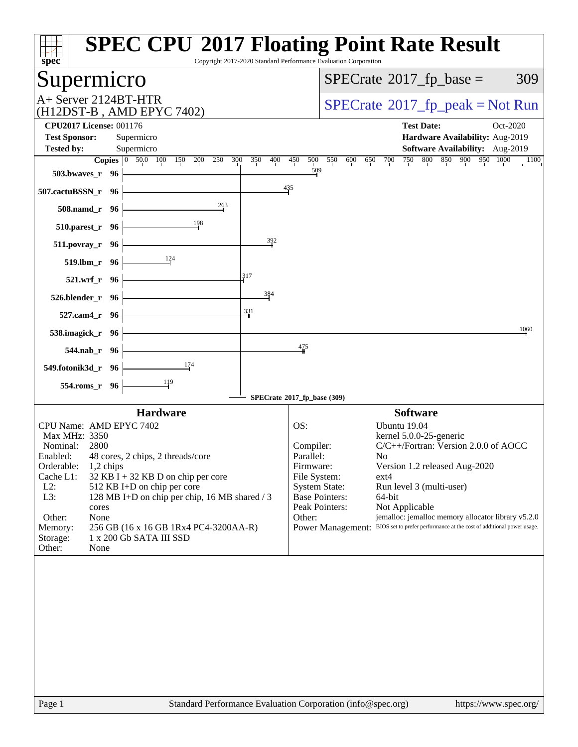# SPEC CPU 2017 Floating Point Rate Result

Copyright 2017-2020 Standard Performance Evaluation Corporation

## Supermicro

A+ Server 2124BT-HTR
(H12DST-B , AMD EPYC 7402)

SPECrate 2017_fp_base = 309

SPECrate 2017_fp_peak = Not Run

**CPU2017 License:** 001176
**Test Sponsor:** Supermicro
**Tested by:** Supermicro

**Test Date:** Oct-2020
**Hardware Availability:** Aug-2019
**Software Availability:** Aug-2019

| Benchmark | Copies | Base |
|---|---|---|
| 503.bwaves_r | 96 | 509 |
| 507.cactuBSSN_r | 96 | 435 |
| 508.namd_r | 96 | 263 |
| 510.parest_r | 96 | 198 |
| 511.povray_r | 96 | 392 |
| 519.lbm_r | 96 | 124 |
| 521.wrf_r | 96 | 317 |
| 526.blender_r | 96 | 384 |
| 527.cam4_r | 96 | 331 |
| 538.imagick_r | 96 | 1060 |
| 544.nab_r | 96 | 475 |
| 549.fotonik3d_r | 96 | 174 |
| 554.roms_r | 96 | 119 |

SPECrate 2017_fp_base (309)

### Hardware

| | |
|---|---|
| CPU Name: | AMD EPYC 7402 |
| Max MHz: | 3350 |
| Nominal: | 2800 |
| Enabled: | 48 cores, 2 chips, 2 threads/core |
| Orderable: | 1,2 chips |
| Cache L1: | 32 KB I + 32 KB D on chip per core |
| L2: | 512 KB I+D on chip per core |
| L3: | 128 MB I+D on chip per chip, 16 MB shared / 3 cores |
| Other: | None |
| Memory: | 256 GB (16 x 16 GB 1Rx4 PC4-3200AA-R) |
| Storage: | 1 x 200 Gb SATA III SSD |
| Other: | None |

### Software

| | |
|---|---|
| OS: | Ubuntu 19.04 kernel 5.0.0-25-generic |
| Compiler: | C/C++/Fortran: Version 2.0.0 of AOCC |
| Parallel: | No |
| Firmware: | Version 1.2 released Aug-2020 |
| File System: | ext4 |
| System State: | Run level 3 (multi-user) |
| Base Pointers: | 64-bit |
| Peak Pointers: | Not Applicable |
| Other: | jemalloc: jemalloc memory allocator library v5.2.0 |
| Power Management: | BIOS set to prefer performance at the cost of additional power usage. |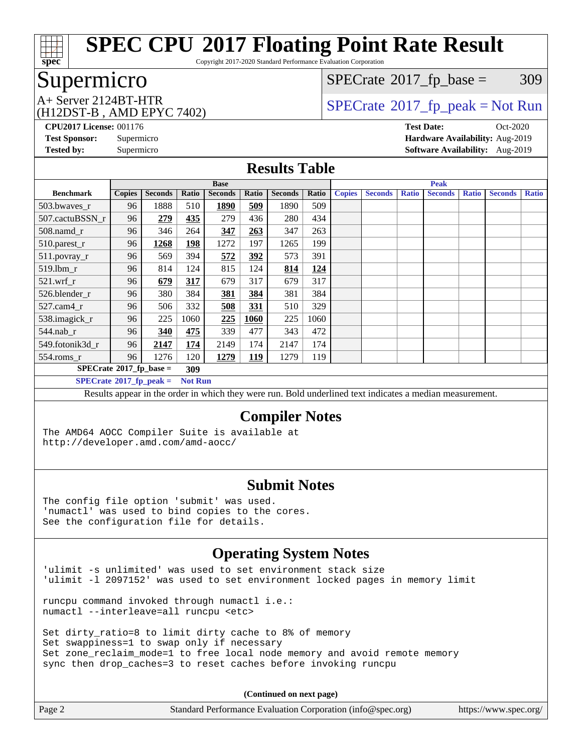# SPEC CPU 2017 Floating Point Rate Result

Copyright 2017-2020 Standard Performance Evaluation Corporation

## Supermicro

A+ Server 2124BT-HTR
(H12DST-B , AMD EPYC 7402)

SPECrate 2017_fp_base = 309

SPECrate 2017_fp_peak = Not Run

**CPU2017 License:** 001176
**Test Sponsor:** Supermicro
**Tested by:** Supermicro

**Test Date:** Oct-2020
**Hardware Availability:** Aug-2019
**Software Availability:** Aug-2019

## Results Table

| | Base | | | | | | | Peak | | | | | | |
|---|---|---|---|---|---|---|---|---|---|---|---|---|---|---|
| **Benchmark** | **Copies** | **Seconds** | **Ratio** | **Seconds** | **Ratio** | **Seconds** | **Ratio** | **Copies** | **Seconds** | **Ratio** | **Seconds** | **Ratio** | **Seconds** | **Ratio** |
| 503.bwaves_r | 96 | 1888 | 510 | **1890** | **509** | 1890 | 509 | | | | | | | |
| 507.cactuBSSN_r | 96 | **279** | **435** | 279 | 436 | 280 | 434 | | | | | | | |
| 508.namd_r | 96 | 346 | 264 | **347** | **263** | 347 | 263 | | | | | | | |
| 510.parest_r | 96 | **1268** | **198** | 1272 | 197 | 1265 | 199 | | | | | | | |
| 511.povray_r | 96 | 569 | 394 | **572** | **392** | 573 | 391 | | | | | | | |
| 519.lbm_r | 96 | 814 | 124 | 815 | 124 | **814** | **124** | | | | | | | |
| 521.wrf_r | 96 | **679** | **317** | 679 | 317 | 679 | 317 | | | | | | | |
| 526.blender_r | 96 | 380 | 384 | **381** | **384** | 381 | 384 | | | | | | | |
| 527.cam4_r | 96 | 506 | 332 | **508** | **331** | 510 | 329 | | | | | | | |
| 538.imagick_r | 96 | 225 | 1060 | **225** | **1060** | 225 | 1060 | | | | | | | |
| 544.nab_r | 96 | **340** | **475** | 339 | 477 | 343 | 472 | | | | | | | |
| 549.fotonik3d_r | 96 | **2147** | **174** | 2149 | 174 | 2147 | 174 | | | | | | | |
| 554.roms_r | 96 | 1276 | 120 | **1279** | **119** | 1279 | 119 | | | | | | | |

**SPECrate 2017_fp_base = 309**

**SPECrate 2017_fp_peak = Not Run**

Results appear in the order in which they were run. Bold underlined text indicates a median measurement.

## Compiler Notes

```
The AMD64 AOCC Compiler Suite is available at
http://developer.amd.com/amd-aocc/
```

## Submit Notes

```
The config file option 'submit' was used.
'numactl' was used to bind copies to the cores.
See the configuration file for details.
```

## Operating System Notes

```
'ulimit -s unlimited' was used to set environment stack size
'ulimit -l 2097152' was used to set environment locked pages in memory limit

runcpu command invoked through numactl i.e.:
numactl --interleave=all runcpu <etc>

Set dirty_ratio=8 to limit dirty cache to 8% of memory
Set swappiness=1 to swap only if necessary
Set zone_reclaim_mode=1 to free local node memory and avoid remote memory
sync then drop_caches=3 to reset caches before invoking runcpu
```

**(Continued on next page)**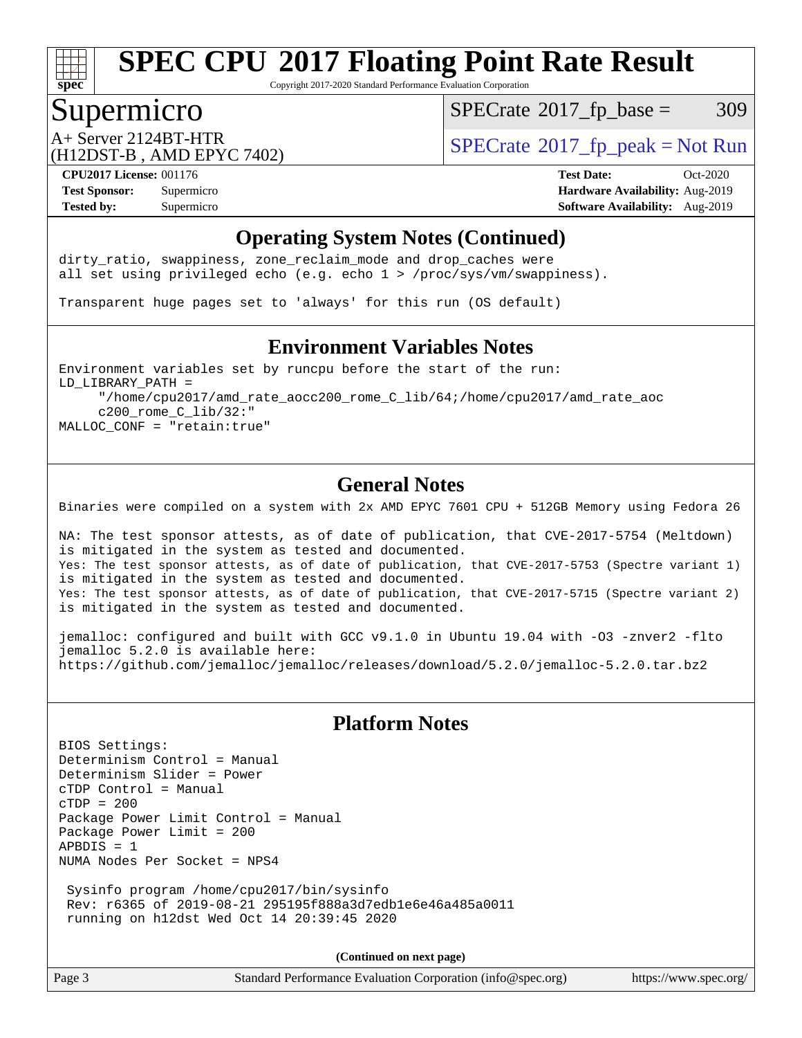# SPEC CPU 2017 Floating Point Rate Result

Copyright 2017-2020 Standard Performance Evaluation Corporation

## Supermicro

A+ Server 2124BT-HTR
(H12DST-B , AMD EPYC 7402)

SPECrate 2017_fp_base = 309

SPECrate 2017_fp_peak = Not Run

**CPU2017 License:** 001176
**Test Sponsor:** Supermicro
**Tested by:** Supermicro

**Test Date:** Oct-2020
**Hardware Availability:** Aug-2019
**Software Availability:** Aug-2019

### Operating System Notes (Continued)

```
dirty_ratio, swappiness, zone_reclaim_mode and drop_caches were
all set using privileged echo (e.g. echo 1 > /proc/sys/vm/swappiness).

Transparent huge pages set to 'always' for this run (OS default)
```

### Environment Variables Notes

```
Environment variables set by runcpu before the start of the run:
LD_LIBRARY_PATH =
     "/home/cpu2017/amd_rate_aocc200_rome_C_lib/64;/home/cpu2017/amd_rate_aoc
     c200_rome_C_lib/32:"
MALLOC_CONF = "retain:true"
```

### General Notes

```
Binaries were compiled on a system with 2x AMD EPYC 7601 CPU + 512GB Memory using Fedora 26

NA: The test sponsor attests, as of date of publication, that CVE-2017-5754 (Meltdown)
is mitigated in the system as tested and documented.
Yes: The test sponsor attests, as of date of publication, that CVE-2017-5753 (Spectre variant 1)
is mitigated in the system as tested and documented.
Yes: The test sponsor attests, as of date of publication, that CVE-2017-5715 (Spectre variant 2)
is mitigated in the system as tested and documented.

jemalloc: configured and built with GCC v9.1.0 in Ubuntu 19.04 with -O3 -znver2 -flto
jemalloc 5.2.0 is available here:
https://github.com/jemalloc/jemalloc/releases/download/5.2.0/jemalloc-5.2.0.tar.bz2
```

### Platform Notes

```
BIOS Settings:
Determinism Control = Manual
Determinism Slider = Power
cTDP Control = Manual
cTDP = 200
Package Power Limit Control = Manual
Package Power Limit = 200
APBDIS = 1
NUMA Nodes Per Socket = NPS4

 Sysinfo program /home/cpu2017/bin/sysinfo
 Rev: r6365 of 2019-08-21 295195f888a3d7edb1e6e46a485a0011
 running on h12dst Wed Oct 14 20:39:45 2020
```

**(Continued on next page)**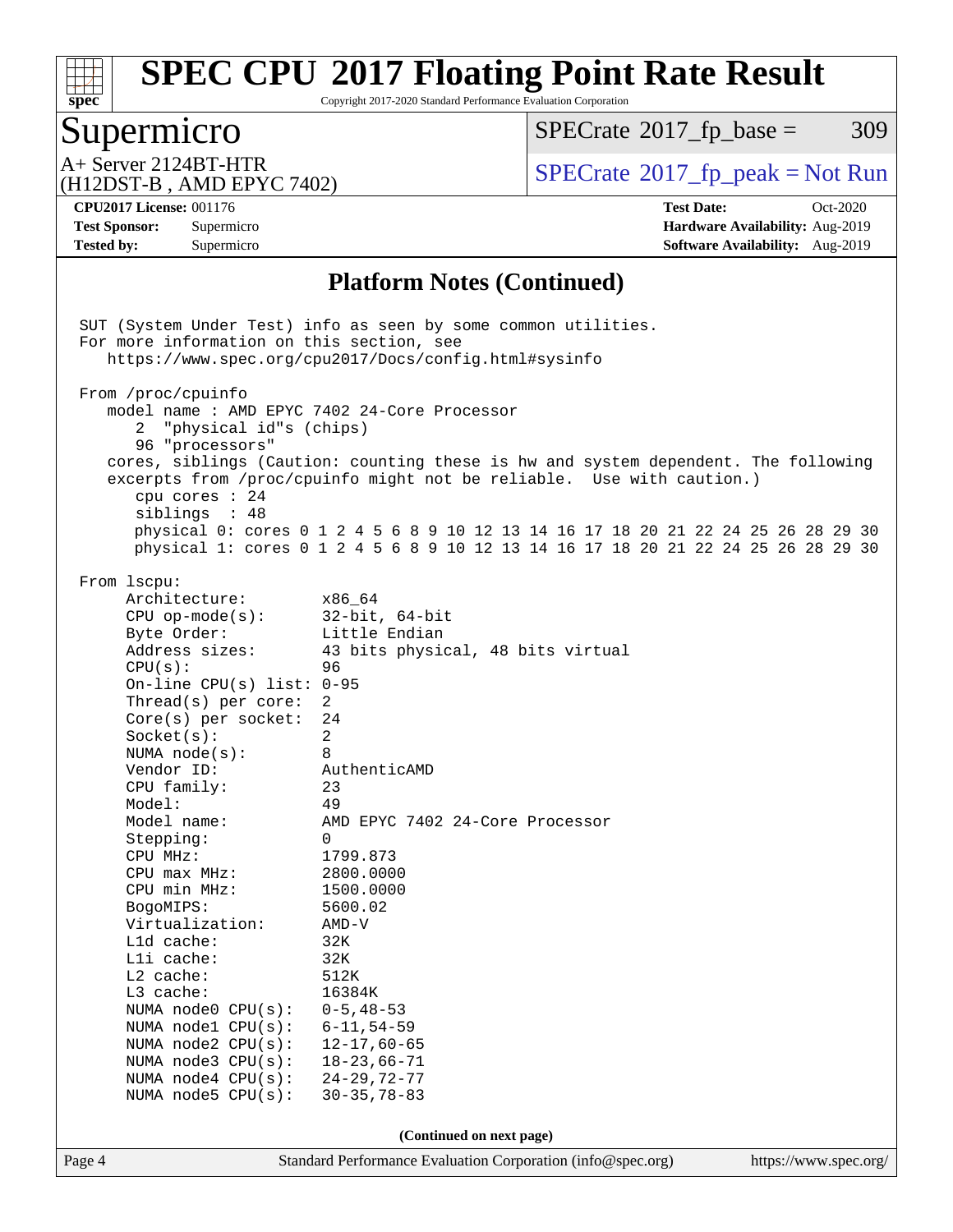# SPEC CPU 2017 Floating Point Rate Result

Copyright 2017-2020 Standard Performance Evaluation Corporation

## Supermicro

A+ Server 2124BT-HTR
(H12DST-B , AMD EPYC 7402)

SPECrate 2017_fp_base = 309

SPECrate 2017_fp_peak = Not Run

**CPU2017 License:** 001176
**Test Sponsor:** Supermicro
**Tested by:** Supermicro

**Test Date:** Oct-2020
**Hardware Availability:** Aug-2019
**Software Availability:** Aug-2019

### Platform Notes (Continued)

```
SUT (System Under Test) info as seen by some common utilities.
For more information on this section, see
   https://www.spec.org/cpu2017/Docs/config.html#sysinfo

From /proc/cpuinfo
   model name : AMD EPYC 7402 24-Core Processor
      2  "physical id"s (chips)
      96 "processors"
   cores, siblings (Caution: counting these is hw and system dependent. The following
   excerpts from /proc/cpuinfo might not be reliable.  Use with caution.)
      cpu cores : 24
      siblings  : 48
      physical 0: cores 0 1 2 4 5 6 8 9 10 12 13 14 16 17 18 20 21 22 24 25 26 28 29 30
      physical 1: cores 0 1 2 4 5 6 8 9 10 12 13 14 16 17 18 20 21 22 24 25 26 28 29 30

From lscpu:
     Architecture:          x86_64
     CPU op-mode(s):        32-bit, 64-bit
     Byte Order:            Little Endian
     Address sizes:         43 bits physical, 48 bits virtual
     CPU(s):                96
     On-line CPU(s) list: 0-95
     Thread(s) per core:  2
     Core(s) per socket:  24
     Socket(s):             2
     NUMA node(s):          8
     Vendor ID:             AuthenticAMD
     CPU family:            23
     Model:                 49
     Model name:            AMD EPYC 7402 24-Core Processor
     Stepping:              0
     CPU MHz:               1799.873
     CPU max MHz:           2800.0000
     CPU min MHz:           1500.0000
     BogoMIPS:              5600.02
     Virtualization:        AMD-V
     L1d cache:             32K
     L1i cache:             32K
     L2 cache:              512K
     L3 cache:              16384K
     NUMA node0 CPU(s):   0-5,48-53
     NUMA node1 CPU(s):   6-11,54-59
     NUMA node2 CPU(s):   12-17,60-65
     NUMA node3 CPU(s):   18-23,66-71
     NUMA node4 CPU(s):   24-29,72-77
     NUMA node5 CPU(s):   30-35,78-83
```

(Continued on next page)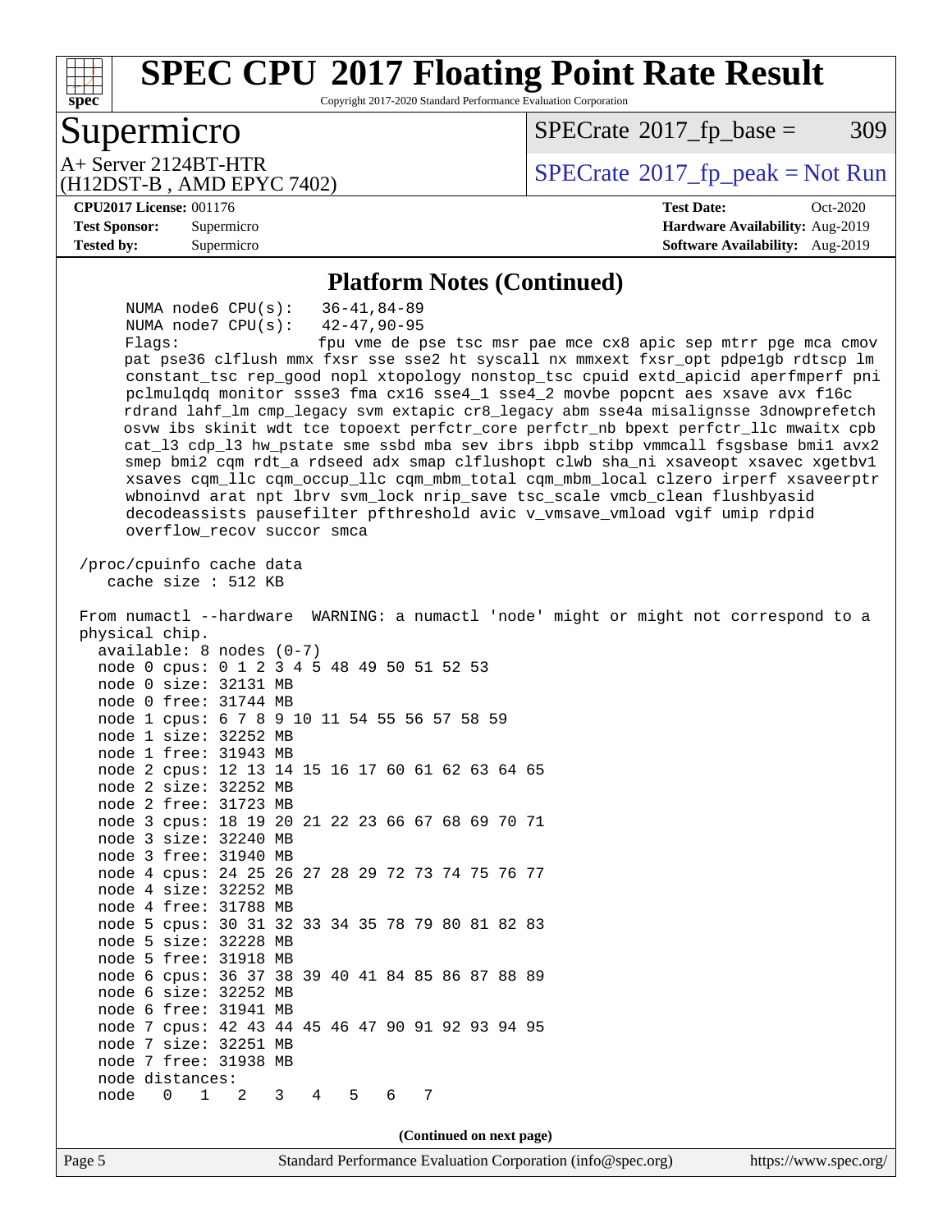## Platform Notes (Continued)

```
      NUMA node6 CPU(s):   36-41,84-89
      NUMA node7 CPU(s):   42-47,90-95
      Flags:               fpu vme de pse tsc msr pae mce cx8 apic sep mtrr pge mca cmov
      pat pse36 clflush mmx fxsr sse sse2 ht syscall nx mmxext fxsr_opt pdpe1gb rdtscp lm
      constant_tsc rep_good nopl xtopology nonstop_tsc cpuid extd_apicid aperfmperf pni
      pclmulqdq monitor ssse3 fma cx16 sse4_1 sse4_2 movbe popcnt aes xsave avx f16c
      rdrand lahf_lm cmp_legacy svm extapic cr8_legacy abm sse4a misalignsse 3dnowprefetch
      osvw ibs skinit wdt tce topoext perfctr_core perfctr_nb bpext perfctr_llc mwaitx cpb
      cat_l3 cdp_l3 hw_pstate sme ssbd mba sev ibrs ibpb stibp vmmcall fsgsbase bmi1 avx2
      smep bmi2 cqm rdt_a rdseed adx smap clflushopt clwb sha_ni xsaveopt xsavec xgetbv1
      xsaves cqm_llc cqm_occup_llc cqm_mbm_total cqm_mbm_local clzero irperf xsaveerptr
      wbnoinvd arat npt lbrv svm_lock nrip_save tsc_scale vmcb_clean flushbyasid
      decodeassists pausefilter pfthreshold avic v_vmsave_vmload vgif umip rdpid
      overflow_recov succor smca

 /proc/cpuinfo cache data
    cache size : 512 KB

 From numactl --hardware  WARNING: a numactl 'node' might or might not correspond to a
 physical chip.
   available: 8 nodes (0-7)
   node 0 cpus: 0 1 2 3 4 5 48 49 50 51 52 53
   node 0 size: 32131 MB
   node 0 free: 31744 MB
   node 1 cpus: 6 7 8 9 10 11 54 55 56 57 58 59
   node 1 size: 32252 MB
   node 1 free: 31943 MB
   node 2 cpus: 12 13 14 15 16 17 60 61 62 63 64 65
   node 2 size: 32252 MB
   node 2 free: 31723 MB
   node 3 cpus: 18 19 20 21 22 23 66 67 68 69 70 71
   node 3 size: 32240 MB
   node 3 free: 31940 MB
   node 4 cpus: 24 25 26 27 28 29 72 73 74 75 76 77
   node 4 size: 32252 MB
   node 4 free: 31788 MB
   node 5 cpus: 30 31 32 33 34 35 78 79 80 81 82 83
   node 5 size: 32228 MB
   node 5 free: 31918 MB
   node 6 cpus: 36 37 38 39 40 41 84 85 86 87 88 89
   node 6 size: 32252 MB
   node 6 free: 31941 MB
   node 7 cpus: 42 43 44 45 46 47 90 91 92 93 94 95
   node 7 size: 32251 MB
   node 7 free: 31938 MB
   node distances:
   node   0   1   2   3   4   5   6   7
```

(Continued on next page)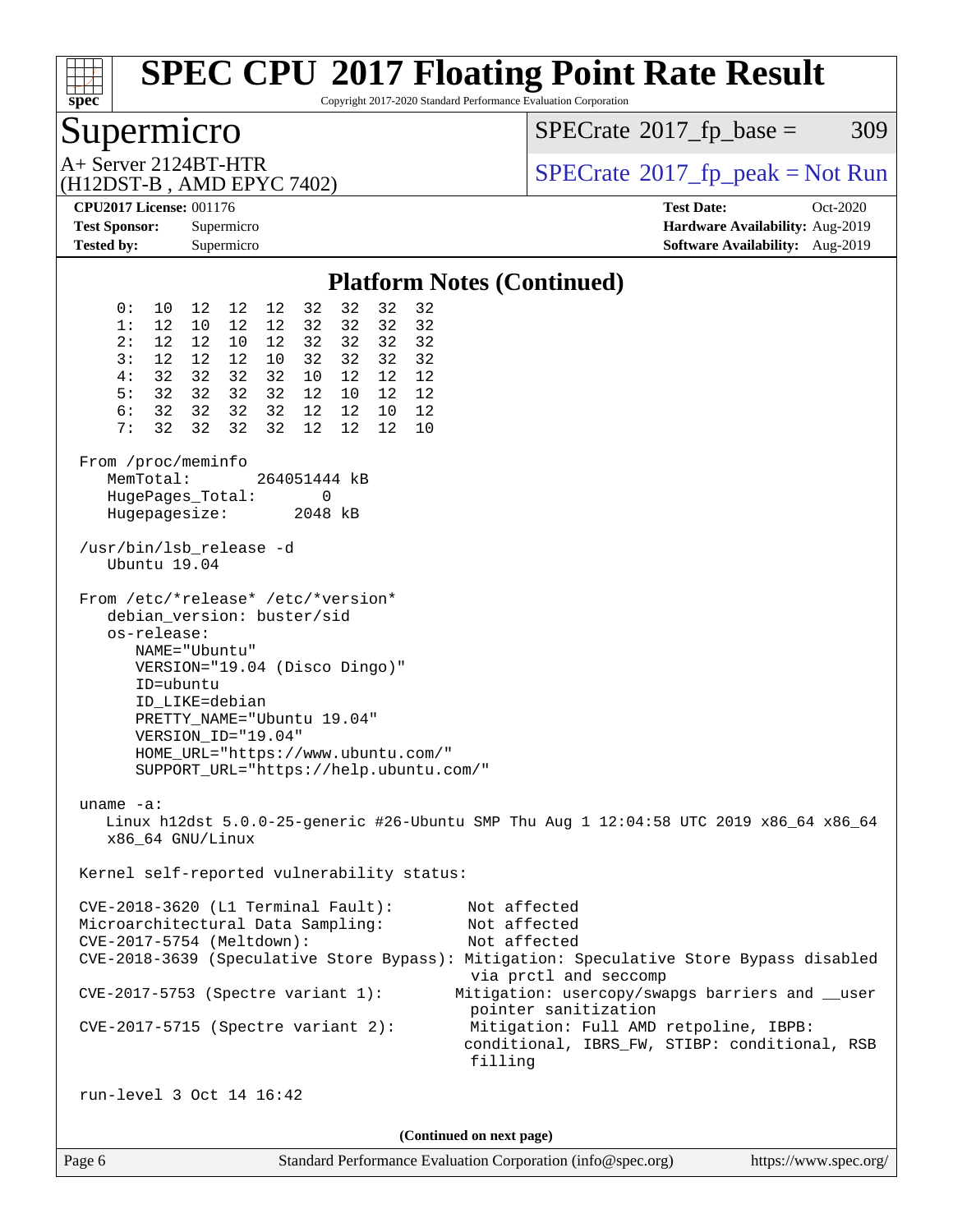# SPEC CPU 2017 Floating Point Rate Result

Copyright 2017-2020 Standard Performance Evaluation Corporation

## Supermicro

A+ Server 2124BT-HTR
(H12DST-B , AMD EPYC 7402)

SPECrate 2017_fp_base = 309

SPECrate 2017_fp_peak = Not Run

**CPU2017 License:** 001176
**Test Sponsor:** Supermicro
**Tested by:** Supermicro

**Test Date:** Oct-2020
**Hardware Availability:** Aug-2019
**Software Availability:** Aug-2019

### Platform Notes (Continued)

```
     0:  10  12  12  12  32  32  32  32
     1:  12  10  12  12  32  32  32  32
     2:  12  12  10  12  32  32  32  32
     3:  12  12  12  10  32  32  32  32
     4:  32  32  32  32  10  12  12  12
     5:  32  32  32  32  12  10  12  12
     6:  32  32  32  32  12  12  10  12
     7:  32  32  32  32  12  12  12  10

 From /proc/meminfo
    MemTotal:       264051444 kB
    HugePages_Total:       0
    Hugepagesize:       2048 kB

 /usr/bin/lsb_release -d
    Ubuntu 19.04

 From /etc/*release* /etc/*version*
    debian_version: buster/sid
    os-release:
       NAME="Ubuntu"
       VERSION="19.04 (Disco Dingo)"
       ID=ubuntu
       ID_LIKE=debian
       PRETTY_NAME="Ubuntu 19.04"
       VERSION_ID="19.04"
       HOME_URL="https://www.ubuntu.com/"
       SUPPORT_URL="https://help.ubuntu.com/"

 uname -a:
    Linux h12dst 5.0.0-25-generic #26-Ubuntu SMP Thu Aug 1 12:04:58 UTC 2019 x86_64 x86_64
    x86_64 GNU/Linux

 Kernel self-reported vulnerability status:

 CVE-2018-3620 (L1 Terminal Fault):        Not affected
 Microarchitectural Data Sampling:         Not affected
 CVE-2017-5754 (Meltdown):                 Not affected
 CVE-2018-3639 (Speculative Store Bypass): Mitigation: Speculative Store Bypass disabled
                                            via prctl and seccomp
 CVE-2017-5753 (Spectre variant 1):       Mitigation: usercopy/swapgs barriers and __user
                                            pointer sanitization
 CVE-2017-5715 (Spectre variant 2):        Mitigation: Full AMD retpoline, IBPB:
                                           conditional, IBRS_FW, STIBP: conditional, RSB
                                            filling

 run-level 3 Oct 14 16:42
```

(Continued on next page)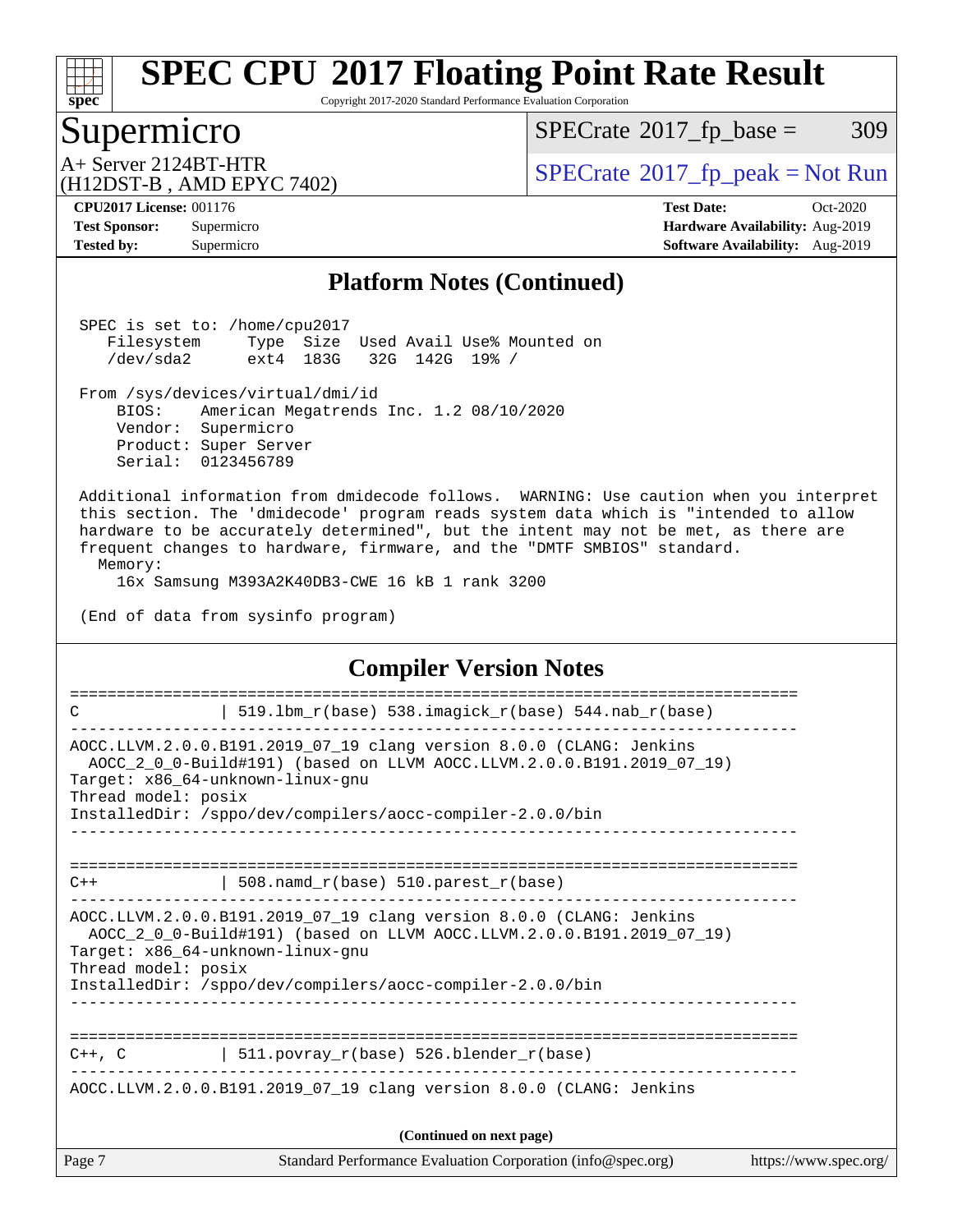## Platform Notes (Continued)

```
 SPEC is set to: /home/cpu2017
    Filesystem     Type  Size  Used Avail Use% Mounted on
    /dev/sda2      ext4  183G   32G  142G  19% /

 From /sys/devices/virtual/dmi/id
     BIOS:    American Megatrends Inc. 1.2 08/10/2020
     Vendor:  Supermicro
     Product: Super Server
     Serial:  0123456789

 Additional information from dmidecode follows.  WARNING: Use caution when you interpret
 this section. The 'dmidecode' program reads system data which is "intended to allow
 hardware to be accurately determined", but the intent may not be met, as there are
 frequent changes to hardware, firmware, and the "DMTF SMBIOS" standard.
   Memory:
     16x Samsung M393A2K40DB3-CWE 16 kB 1 rank 3200

 (End of data from sysinfo program)
```

## Compiler Version Notes

```
==============================================================================
C               | 519.lbm_r(base) 538.imagick_r(base) 544.nab_r(base)
------------------------------------------------------------------------------
AOCC.LLVM.2.0.0.B191.2019_07_19 clang version 8.0.0 (CLANG: Jenkins
  AOCC_2_0_0-Build#191) (based on LLVM AOCC.LLVM.2.0.0.B191.2019_07_19)
Target: x86_64-unknown-linux-gnu
Thread model: posix
InstalledDir: /sppo/dev/compilers/aocc-compiler-2.0.0/bin
------------------------------------------------------------------------------

==============================================================================
C++             | 508.namd_r(base) 510.parest_r(base)
------------------------------------------------------------------------------
AOCC.LLVM.2.0.0.B191.2019_07_19 clang version 8.0.0 (CLANG: Jenkins
  AOCC_2_0_0-Build#191) (based on LLVM AOCC.LLVM.2.0.0.B191.2019_07_19)
Target: x86_64-unknown-linux-gnu
Thread model: posix
InstalledDir: /sppo/dev/compilers/aocc-compiler-2.0.0/bin
------------------------------------------------------------------------------

==============================================================================
C++, C          | 511.povray_r(base) 526.blender_r(base)
------------------------------------------------------------------------------
AOCC.LLVM.2.0.0.B191.2019_07_19 clang version 8.0.0 (CLANG: Jenkins
```

**(Continued on next page)**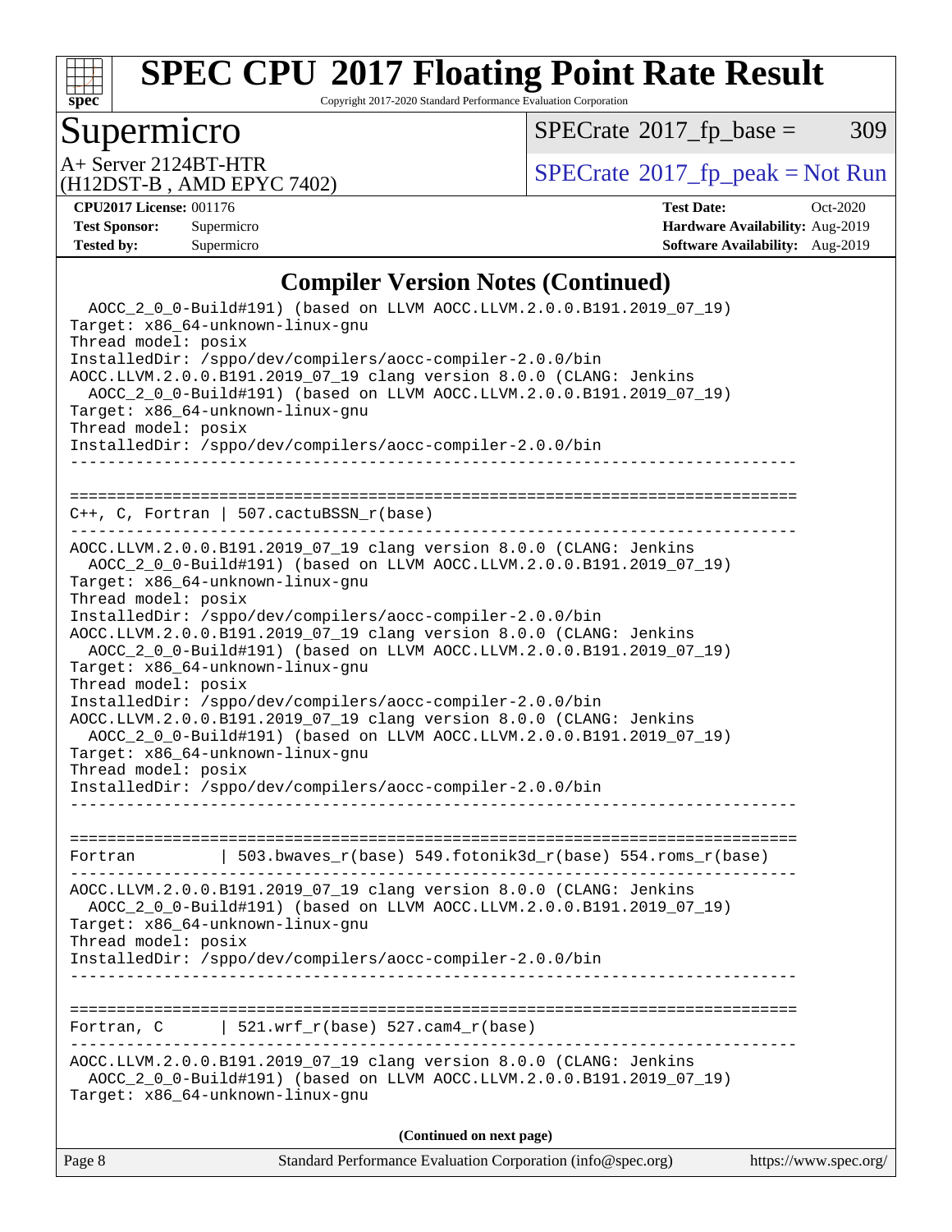# SPEC CPU 2017 Floating Point Rate Result

Copyright 2017-2020 Standard Performance Evaluation Corporation

## Supermicro

A+ Server 2124BT-HTR
(H12DST-B , AMD EPYC 7402)

SPECrate 2017_fp_base = 309

SPECrate 2017_fp_peak = Not Run

**CPU2017 License:** 001176
**Test Sponsor:** Supermicro
**Tested by:** Supermicro

**Test Date:** Oct-2020
**Hardware Availability:** Aug-2019
**Software Availability:** Aug-2019

### Compiler Version Notes (Continued)

```
  AOCC_2_0_0-Build#191) (based on LLVM AOCC.LLVM.2.0.0.B191.2019_07_19)
Target: x86_64-unknown-linux-gnu
Thread model: posix
InstalledDir: /sppo/dev/compilers/aocc-compiler-2.0.0/bin
AOCC.LLVM.2.0.0.B191.2019_07_19 clang version 8.0.0 (CLANG: Jenkins
  AOCC_2_0_0-Build#191) (based on LLVM AOCC.LLVM.2.0.0.B191.2019_07_19)
Target: x86_64-unknown-linux-gnu
Thread model: posix
InstalledDir: /sppo/dev/compilers/aocc-compiler-2.0.0/bin
------------------------------------------------------------------------------

==============================================================================
C++, C, Fortran | 507.cactuBSSN_r(base)
------------------------------------------------------------------------------
AOCC.LLVM.2.0.0.B191.2019_07_19 clang version 8.0.0 (CLANG: Jenkins
  AOCC_2_0_0-Build#191) (based on LLVM AOCC.LLVM.2.0.0.B191.2019_07_19)
Target: x86_64-unknown-linux-gnu
Thread model: posix
InstalledDir: /sppo/dev/compilers/aocc-compiler-2.0.0/bin
AOCC.LLVM.2.0.0.B191.2019_07_19 clang version 8.0.0 (CLANG: Jenkins
  AOCC_2_0_0-Build#191) (based on LLVM AOCC.LLVM.2.0.0.B191.2019_07_19)
Target: x86_64-unknown-linux-gnu
Thread model: posix
InstalledDir: /sppo/dev/compilers/aocc-compiler-2.0.0/bin
AOCC.LLVM.2.0.0.B191.2019_07_19 clang version 8.0.0 (CLANG: Jenkins
  AOCC_2_0_0-Build#191) (based on LLVM AOCC.LLVM.2.0.0.B191.2019_07_19)
Target: x86_64-unknown-linux-gnu
Thread model: posix
InstalledDir: /sppo/dev/compilers/aocc-compiler-2.0.0/bin
------------------------------------------------------------------------------

==============================================================================
Fortran         | 503.bwaves_r(base) 549.fotonik3d_r(base) 554.roms_r(base)
------------------------------------------------------------------------------
AOCC.LLVM.2.0.0.B191.2019_07_19 clang version 8.0.0 (CLANG: Jenkins
  AOCC_2_0_0-Build#191) (based on LLVM AOCC.LLVM.2.0.0.B191.2019_07_19)
Target: x86_64-unknown-linux-gnu
Thread model: posix
InstalledDir: /sppo/dev/compilers/aocc-compiler-2.0.0/bin
------------------------------------------------------------------------------

==============================================================================
Fortran, C      | 521.wrf_r(base) 527.cam4_r(base)
------------------------------------------------------------------------------
AOCC.LLVM.2.0.0.B191.2019_07_19 clang version 8.0.0 (CLANG: Jenkins
  AOCC_2_0_0-Build#191) (based on LLVM AOCC.LLVM.2.0.0.B191.2019_07_19)
Target: x86_64-unknown-linux-gnu
```

(Continued on next page)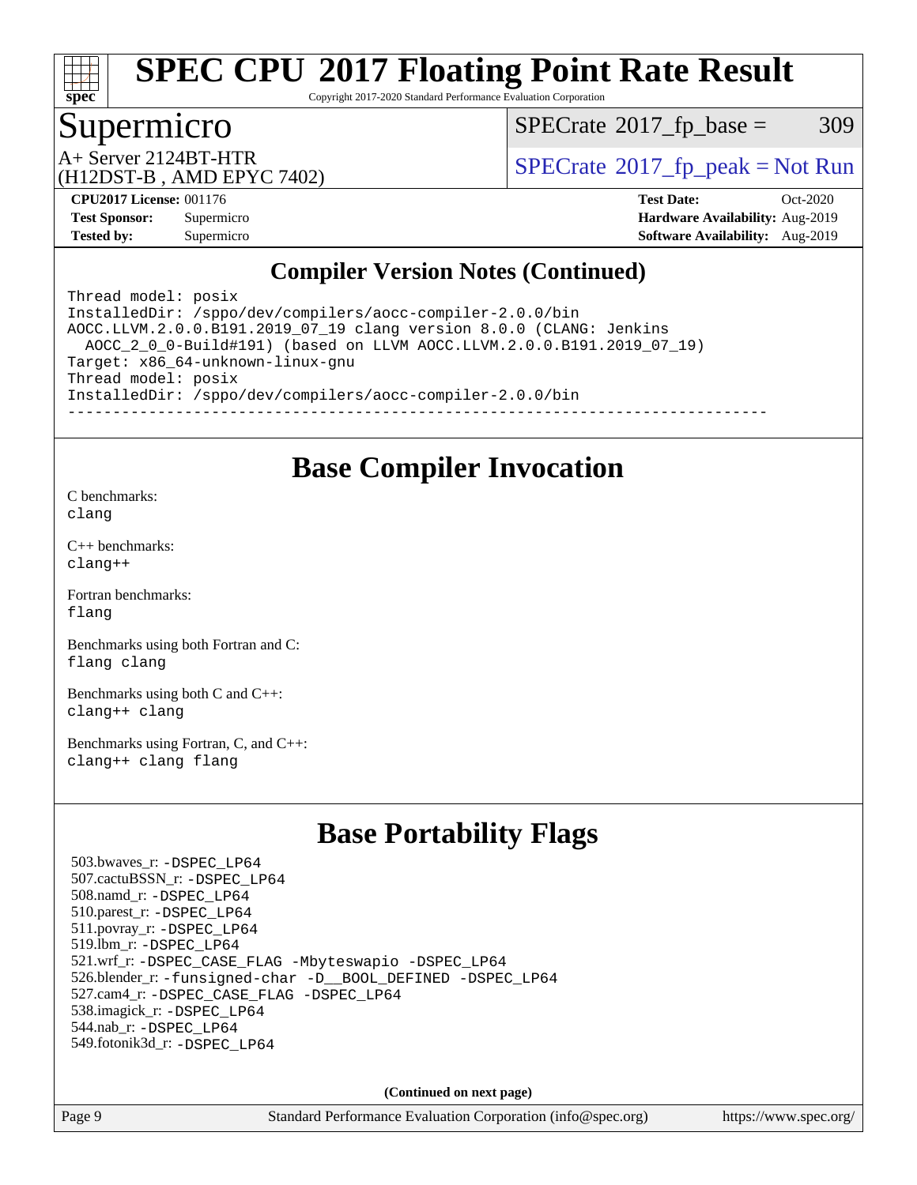# SPEC CPU 2017 Floating Point Rate Result

Copyright 2017-2020 Standard Performance Evaluation Corporation

## Supermicro

A+ Server 2124BT-HTR
(H12DST-B , AMD EPYC 7402)

SPECrate 2017_fp_base = 309

SPECrate 2017_fp_peak = Not Run

**CPU2017 License:** 001176
**Test Sponsor:** Supermicro
**Tested by:** Supermicro

**Test Date:** Oct-2020
**Hardware Availability:** Aug-2019
**Software Availability:** Aug-2019

## Compiler Version Notes (Continued)

```
Thread model: posix
InstalledDir: /sppo/dev/compilers/aocc-compiler-2.0.0/bin
AOCC.LLVM.2.0.0.B191.2019_07_19 clang version 8.0.0 (CLANG: Jenkins
  AOCC_2_0_0-Build#191) (based on LLVM AOCC.LLVM.2.0.0.B191.2019_07_19)
Target: x86_64-unknown-linux-gnu
Thread model: posix
InstalledDir: /sppo/dev/compilers/aocc-compiler-2.0.0/bin
------------------------------------------------------------------------------
```

## Base Compiler Invocation

C benchmarks:
`clang`

C++ benchmarks:
`clang++`

Fortran benchmarks:
`flang`

Benchmarks using both Fortran and C:
`flang clang`

Benchmarks using both C and C++:
`clang++ clang`

Benchmarks using Fortran, C, and C++:
`clang++ clang flang`

## Base Portability Flags

503.bwaves_r: -DSPEC_LP64
507.cactuBSSN_r: -DSPEC_LP64
508.namd_r: -DSPEC_LP64
510.parest_r: -DSPEC_LP64
511.povray_r: -DSPEC_LP64
519.lbm_r: -DSPEC_LP64
521.wrf_r: -DSPEC_CASE_FLAG -Mbyteswapio -DSPEC_LP64
526.blender_r: -funsigned-char -D__BOOL_DEFINED -DSPEC_LP64
527.cam4_r: -DSPEC_CASE_FLAG -DSPEC_LP64
538.imagick_r: -DSPEC_LP64
544.nab_r: -DSPEC_LP64
549.fotonik3d_r: -DSPEC_LP64

**(Continued on next page)**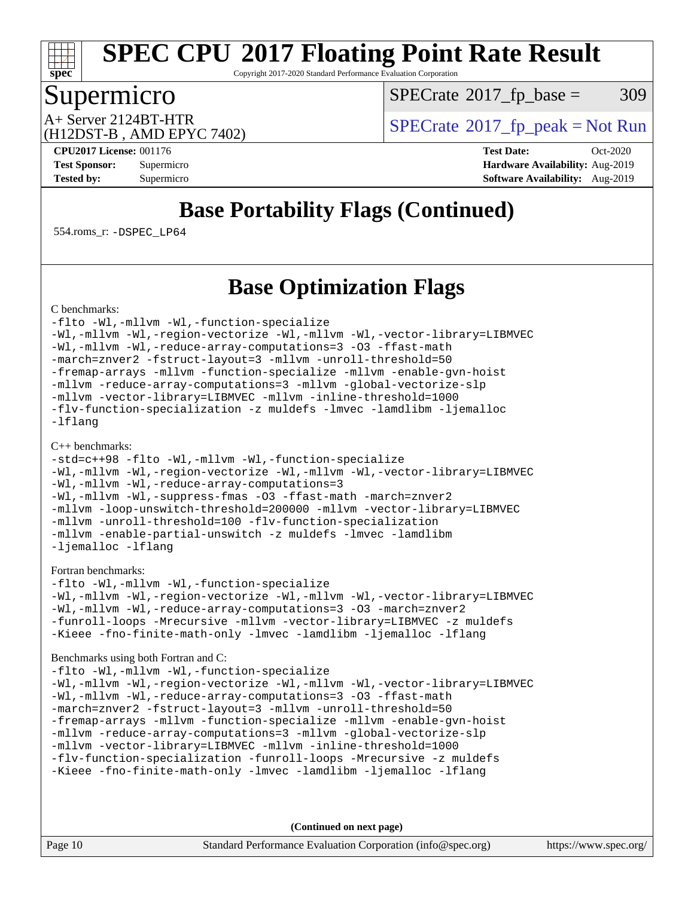## Base Portability Flags (Continued)

554.roms_r: -DSPEC_LP64

## Base Optimization Flags

C benchmarks:

```
-flto -Wl,-mllvm -Wl,-function-specialize
-Wl,-mllvm -Wl,-region-vectorize -Wl,-mllvm -Wl,-vector-library=LIBMVEC
-Wl,-mllvm -Wl,-reduce-array-computations=3 -O3 -ffast-math
-march=znver2 -fstruct-layout=3 -mllvm -unroll-threshold=50
-fremap-arrays -mllvm -function-specialize -mllvm -enable-gvn-hoist
-mllvm -reduce-array-computations=3 -mllvm -global-vectorize-slp
-mllvm -vector-library=LIBMVEC -mllvm -inline-threshold=1000
-flv-function-specialization -z muldefs -lmvec -lamdlibm -ljemalloc
-lflang
```

C++ benchmarks:

```
-std=c++98 -flto -Wl,-mllvm -Wl,-function-specialize
-Wl,-mllvm -Wl,-region-vectorize -Wl,-mllvm -Wl,-vector-library=LIBMVEC
-Wl,-mllvm -Wl,-reduce-array-computations=3
-Wl,-mllvm -Wl,-suppress-fmas -O3 -ffast-math -march=znver2
-mllvm -loop-unswitch-threshold=200000 -mllvm -vector-library=LIBMVEC
-mllvm -unroll-threshold=100 -flv-function-specialization
-mllvm -enable-partial-unswitch -z muldefs -lmvec -lamdlibm
-ljemalloc -lflang
```

Fortran benchmarks:

```
-flto -Wl,-mllvm -Wl,-function-specialize
-Wl,-mllvm -Wl,-region-vectorize -Wl,-mllvm -Wl,-vector-library=LIBMVEC
-Wl,-mllvm -Wl,-reduce-array-computations=3 -O3 -march=znver2
-funroll-loops -Mrecursive -mllvm -vector-library=LIBMVEC -z muldefs
-Kieee -fno-finite-math-only -lmvec -lamdlibm -ljemalloc -lflang
```

Benchmarks using both Fortran and C:

```
-flto -Wl,-mllvm -Wl,-function-specialize
-Wl,-mllvm -Wl,-region-vectorize -Wl,-mllvm -Wl,-vector-library=LIBMVEC
-Wl,-mllvm -Wl,-reduce-array-computations=3 -O3 -ffast-math
-march=znver2 -fstruct-layout=3 -mllvm -unroll-threshold=50
-fremap-arrays -mllvm -function-specialize -mllvm -enable-gvn-hoist
-mllvm -reduce-array-computations=3 -mllvm -global-vectorize-slp
-mllvm -vector-library=LIBMVEC -mllvm -inline-threshold=1000
-flv-function-specialization -funroll-loops -Mrecursive -z muldefs
-Kieee -fno-finite-math-only -lmvec -lamdlibm -ljemalloc -lflang
```

**(Continued on next page)**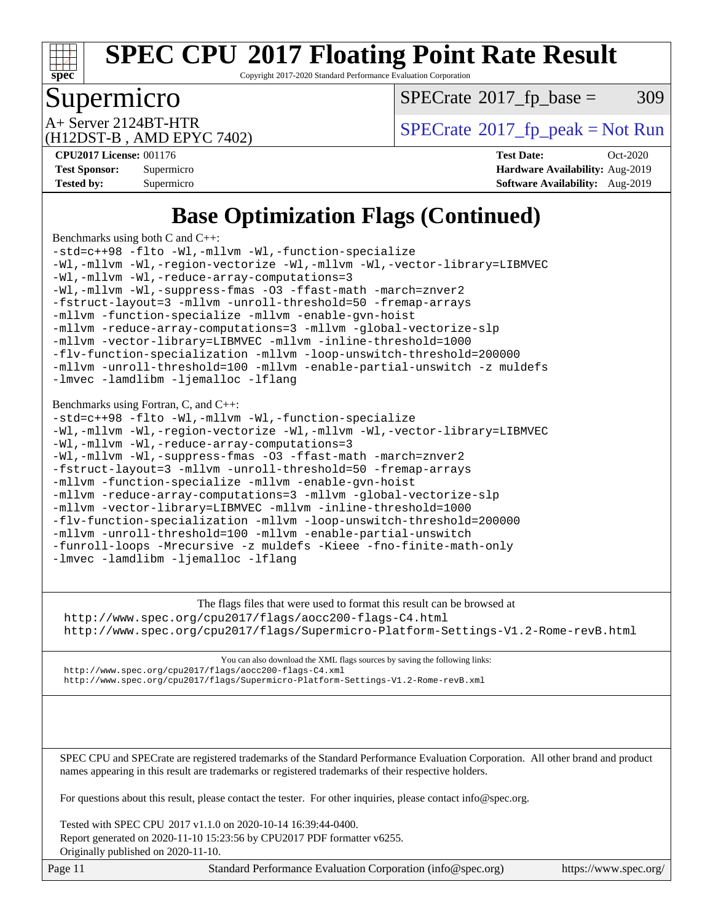# SPEC CPU 2017 Floating Point Rate Result

Copyright 2017-2020 Standard Performance Evaluation Corporation

## Supermicro

A+ Server 2124BT-HTR
(H12DST-B , AMD EPYC 7402)

SPECrate 2017_fp_base = 309

SPECrate 2017_fp_peak = Not Run

**CPU2017 License:** 001176
**Test Sponsor:** Supermicro
**Tested by:** Supermicro

**Test Date:** Oct-2020
**Hardware Availability:** Aug-2019
**Software Availability:** Aug-2019

## Base Optimization Flags (Continued)

Benchmarks using both C and C++:

```
-std=c++98 -flto -Wl,-mllvm -Wl,-function-specialize
-Wl,-mllvm -Wl,-region-vectorize -Wl,-mllvm -Wl,-vector-library=LIBMVEC
-Wl,-mllvm -Wl,-reduce-array-computations=3
-Wl,-mllvm -Wl,-suppress-fmas -O3 -ffast-math -march=znver2
-fstruct-layout=3 -mllvm -unroll-threshold=50 -fremap-arrays
-mllvm -function-specialize -mllvm -enable-gvn-hoist
-mllvm -reduce-array-computations=3 -mllvm -global-vectorize-slp
-mllvm -vector-library=LIBMVEC -mllvm -inline-threshold=1000
-flv-function-specialization -mllvm -loop-unswitch-threshold=200000
-mllvm -unroll-threshold=100 -mllvm -enable-partial-unswitch -z muldefs
-lmvec -lamdlibm -ljemalloc -lflang
```

Benchmarks using Fortran, C, and C++:

```
-std=c++98 -flto -Wl,-mllvm -Wl,-function-specialize
-Wl,-mllvm -Wl,-region-vectorize -Wl,-mllvm -Wl,-vector-library=LIBMVEC
-Wl,-mllvm -Wl,-reduce-array-computations=3
-Wl,-mllvm -Wl,-suppress-fmas -O3 -ffast-math -march=znver2
-fstruct-layout=3 -mllvm -unroll-threshold=50 -fremap-arrays
-mllvm -function-specialize -mllvm -enable-gvn-hoist
-mllvm -reduce-array-computations=3 -mllvm -global-vectorize-slp
-mllvm -vector-library=LIBMVEC -mllvm -inline-threshold=1000
-flv-function-specialization -mllvm -loop-unswitch-threshold=200000
-mllvm -unroll-threshold=100 -mllvm -enable-partial-unswitch
-funroll-loops -Mrecursive -z muldefs -Kieee -fno-finite-math-only
-lmvec -lamdlibm -ljemalloc -lflang
```

The flags files that were used to format this result can be browsed at
http://www.spec.org/cpu2017/flags/aocc200-flags-C4.html
http://www.spec.org/cpu2017/flags/Supermicro-Platform-Settings-V1.2-Rome-revB.html

You can also download the XML flags sources by saving the following links:
http://www.spec.org/cpu2017/flags/aocc200-flags-C4.xml
http://www.spec.org/cpu2017/flags/Supermicro-Platform-Settings-V1.2-Rome-revB.xml

SPEC CPU and SPECrate are registered trademarks of the Standard Performance Evaluation Corporation. All other brand and product names appearing in this result are trademarks or registered trademarks of their respective holders.

For questions about this result, please contact the tester. For other inquiries, please contact info@spec.org.

Tested with SPEC CPU 2017 v1.1.0 on 2020-10-14 16:39:44-0400.
Report generated on 2020-11-10 15:23:56 by CPU2017 PDF formatter v6255.
Originally published on 2020-11-10.